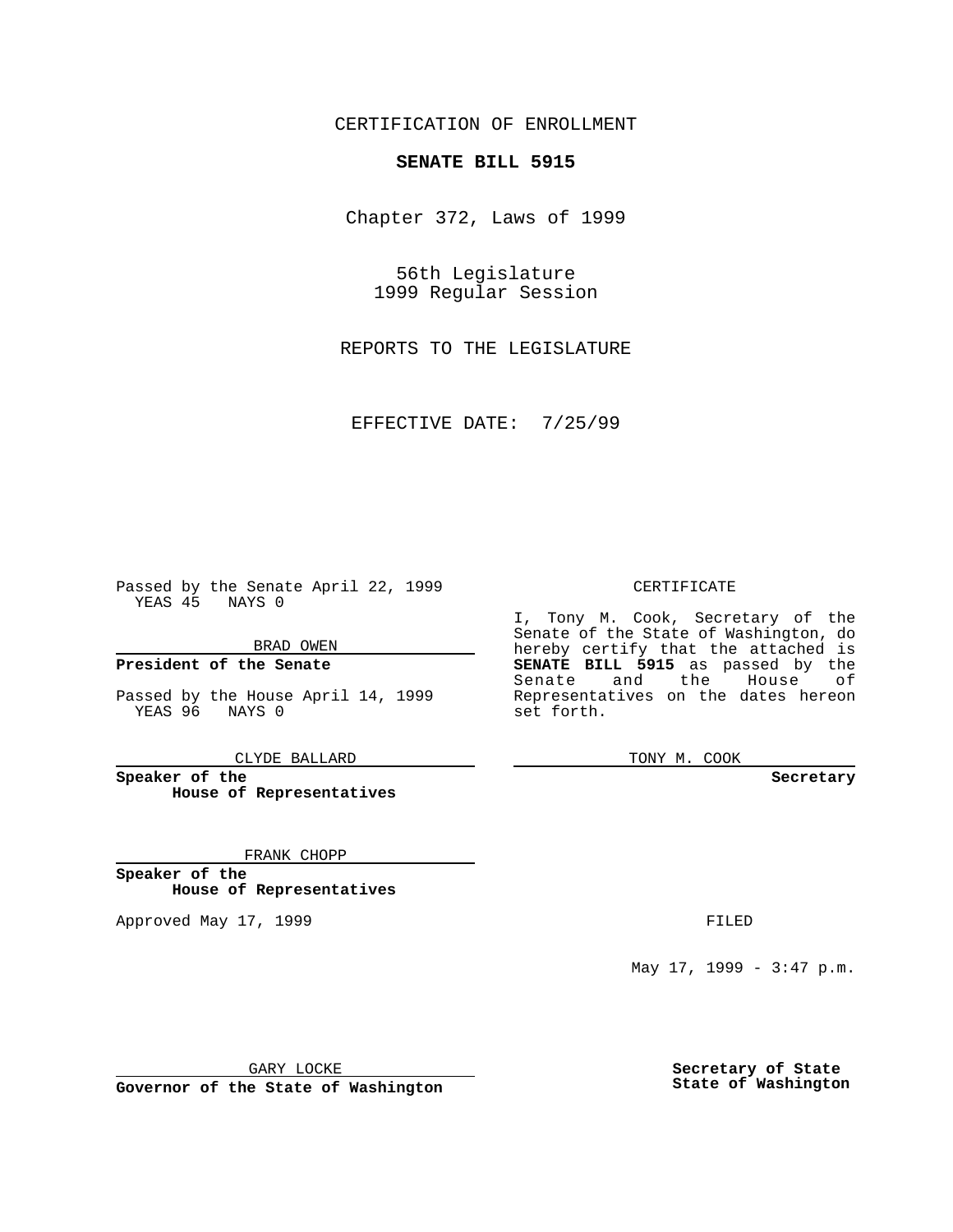CERTIFICATION OF ENROLLMENT

**SENATE BILL 5915**

Chapter 372, Laws of 1999

56th Legislature
1999 Regular Session

REPORTS TO THE LEGISLATURE

EFFECTIVE DATE: 7/25/99

Passed by the Senate April 22, 1999
YEAS 45 NAYS 0

BRAD OWEN

**President of the Senate**

Passed by the House April 14, 1999
YEAS 96 NAYS 0

CLYDE BALLARD

**Speaker of the House of Representatives**

FRANK CHOPP

**Speaker of the House of Representatives**

Approved May 17, 1999

GARY LOCKE

**Governor of the State of Washington**

CERTIFICATE

I, Tony M. Cook, Secretary of the Senate of the State of Washington, do hereby certify that the attached is **SENATE BILL 5915** as passed by the Senate and the House of Representatives on the dates hereon set forth.

TONY M. COOK

**Secretary**

FILED

May 17, 1999 - 3:47 p.m.

**Secretary of State**
**State of Washington**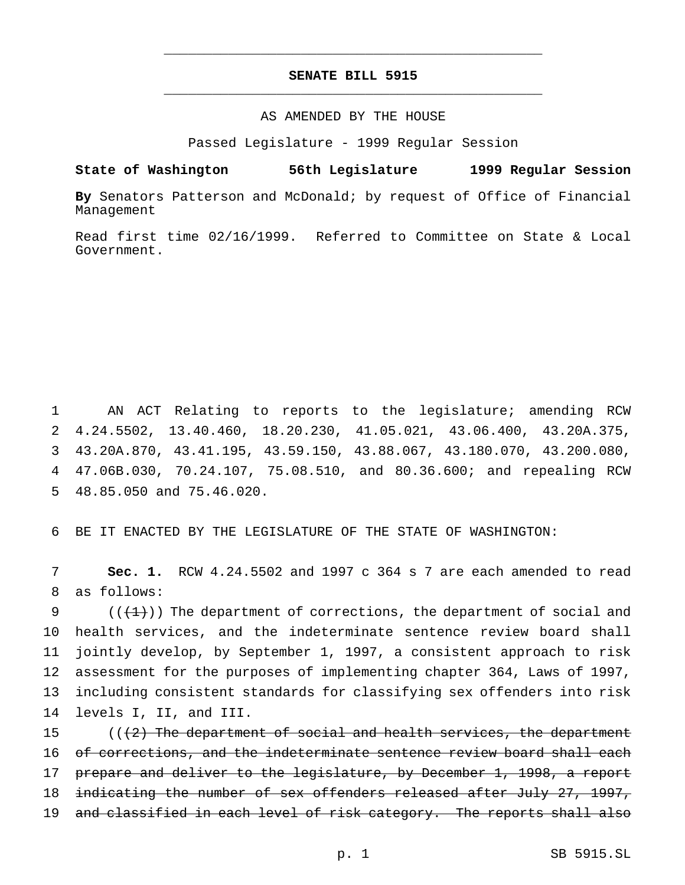# SENATE BILL 5915

AS AMENDED BY THE HOUSE

Passed Legislature - 1999 Regular Session

**State of Washington 56th Legislature 1999 Regular Session**

**By** Senators Patterson and McDonald; by request of Office of Financial Management

Read first time 02/16/1999. Referred to Committee on State & Local Government.

AN ACT Relating to reports to the legislature; amending RCW 4.24.5502, 13.40.460, 18.20.230, 41.05.021, 43.06.400, 43.20A.375, 43.20A.870, 43.41.195, 43.59.150, 43.88.067, 43.180.070, 43.200.080, 47.06B.030, 70.24.107, 75.08.510, and 80.36.600; and repealing RCW 48.85.050 and 75.46.020.

BE IT ENACTED BY THE LEGISLATURE OF THE STATE OF WASHINGTON:

**Sec. 1.** RCW 4.24.5502 and 1997 c 364 s 7 are each amended to read as follows:

((~~(1)~~)) The department of corrections, the department of social and health services, and the indeterminate sentence review board shall jointly develop, by September 1, 1997, a consistent approach to risk assessment for the purposes of implementing chapter 364, Laws of 1997, including consistent standards for classifying sex offenders into risk levels I, II, and III.

((~~(2) The department of social and health services, the department of corrections, and the indeterminate sentence review board shall each prepare and deliver to the legislature, by December 1, 1998, a report indicating the number of sex offenders released after July 27, 1997, and classified in each level of risk category. The reports shall also~~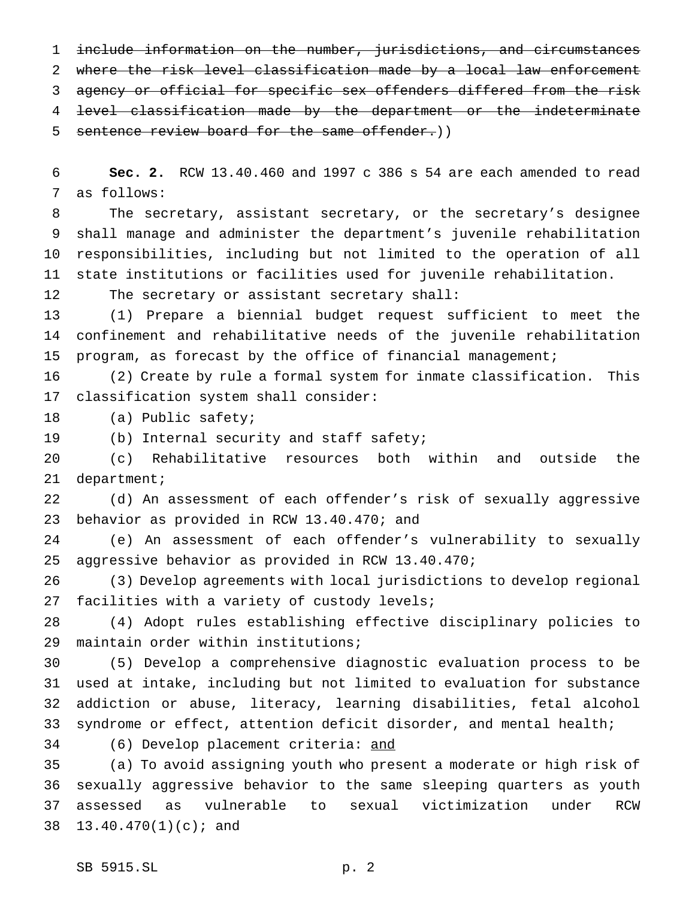~~include information on the number, jurisdictions, and circumstances where the risk level classification made by a local law enforcement agency or official for specific sex offenders differed from the risk level classification made by the department or the indeterminate sentence review board for the same offender.~~))

**Sec. 2.** RCW 13.40.460 and 1997 c 386 s 54 are each amended to read as follows:

The secretary, assistant secretary, or the secretary's designee shall manage and administer the department's juvenile rehabilitation responsibilities, including but not limited to the operation of all state institutions or facilities used for juvenile rehabilitation.

The secretary or assistant secretary shall:

(1) Prepare a biennial budget request sufficient to meet the confinement and rehabilitative needs of the juvenile rehabilitation program, as forecast by the office of financial management;

(2) Create by rule a formal system for inmate classification. This classification system shall consider:

(a) Public safety;

(b) Internal security and staff safety;

(c) Rehabilitative resources both within and outside the department;

(d) An assessment of each offender's risk of sexually aggressive behavior as provided in RCW 13.40.470; and

(e) An assessment of each offender's vulnerability to sexually aggressive behavior as provided in RCW 13.40.470;

(3) Develop agreements with local jurisdictions to develop regional facilities with a variety of custody levels;

(4) Adopt rules establishing effective disciplinary policies to maintain order within institutions;

(5) Develop a comprehensive diagnostic evaluation process to be used at intake, including but not limited to evaluation for substance addiction or abuse, literacy, learning disabilities, fetal alcohol syndrome or effect, attention deficit disorder, and mental health;

(6) Develop placement criteria: <u>and</u>

(a) To avoid assigning youth who present a moderate or high risk of sexually aggressive behavior to the same sleeping quarters as youth assessed as vulnerable to sexual victimization under RCW 13.40.470(1)(c); and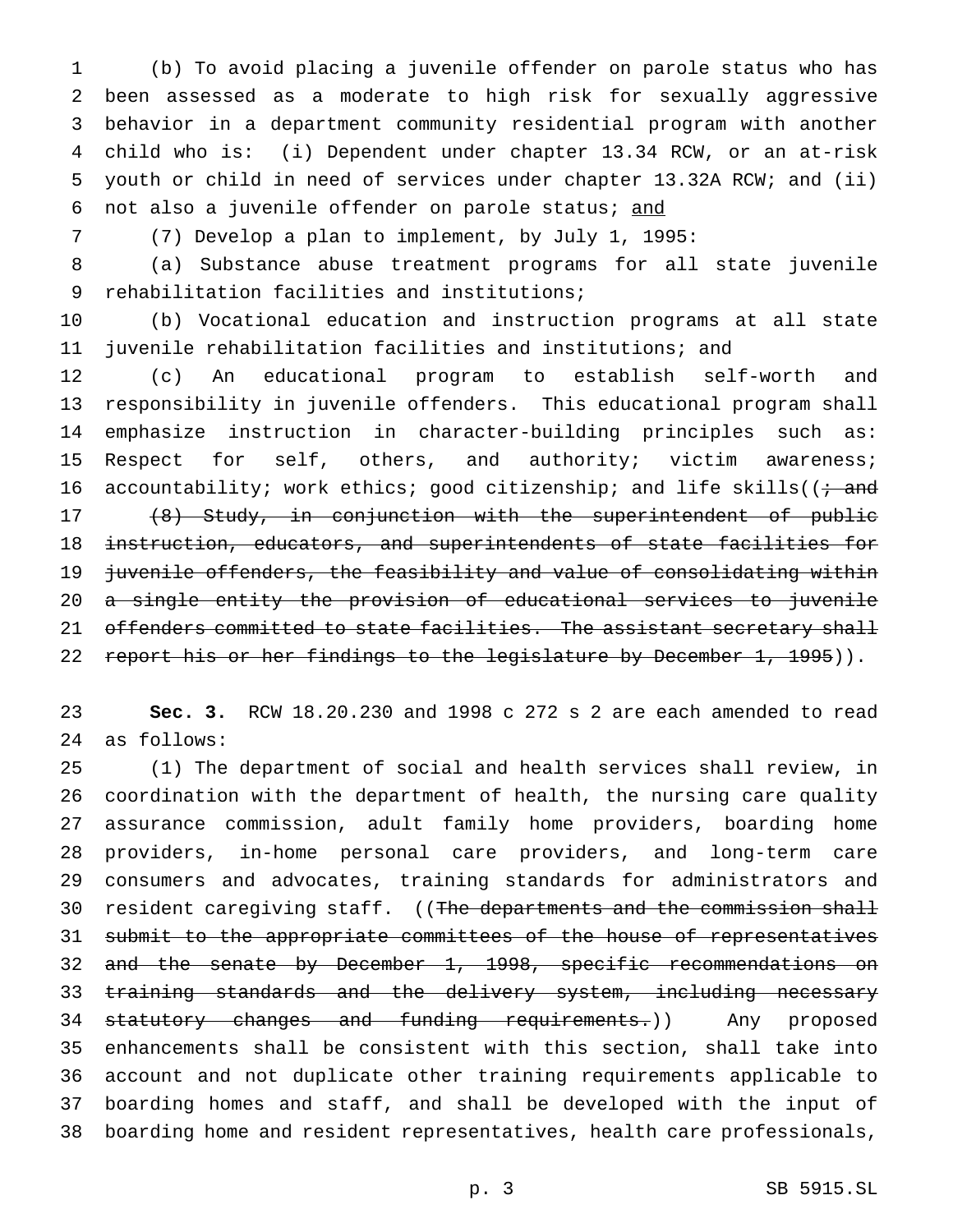(b) To avoid placing a juvenile offender on parole status who has been assessed as a moderate to high risk for sexually aggressive behavior in a department community residential program with another child who is: (i) Dependent under chapter 13.34 RCW, or an at-risk youth or child in need of services under chapter 13.32A RCW; and (ii) not also a juvenile offender on parole status; <u>and</u>

(7) Develop a plan to implement, by July 1, 1995:

(a) Substance abuse treatment programs for all state juvenile rehabilitation facilities and institutions;

(b) Vocational education and instruction programs at all state juvenile rehabilitation facilities and institutions; and

(c) An educational program to establish self-worth and responsibility in juvenile offenders. This educational program shall emphasize instruction in character-building principles such as: Respect for self, others, and authority; victim awareness; accountability; work ethics; good citizenship; and life skills((~~; and~~

~~(8) Study, in conjunction with the superintendent of public instruction, educators, and superintendents of state facilities for juvenile offenders, the feasibility and value of consolidating within a single entity the provision of educational services to juvenile offenders committed to state facilities. The assistant secretary shall report his or her findings to the legislature by December 1, 1995~~)).

**Sec. 3.** RCW 18.20.230 and 1998 c 272 s 2 are each amended to read as follows:

(1) The department of social and health services shall review, in coordination with the department of health, the nursing care quality assurance commission, adult family home providers, boarding home providers, in-home personal care providers, and long-term care consumers and advocates, training standards for administrators and resident caregiving staff. ((~~The departments and the commission shall submit to the appropriate committees of the house of representatives and the senate by December 1, 1998, specific recommendations on training standards and the delivery system, including necessary statutory changes and funding requirements.~~)) Any proposed enhancements shall be consistent with this section, shall take into account and not duplicate other training requirements applicable to boarding homes and staff, and shall be developed with the input of boarding home and resident representatives, health care professionals,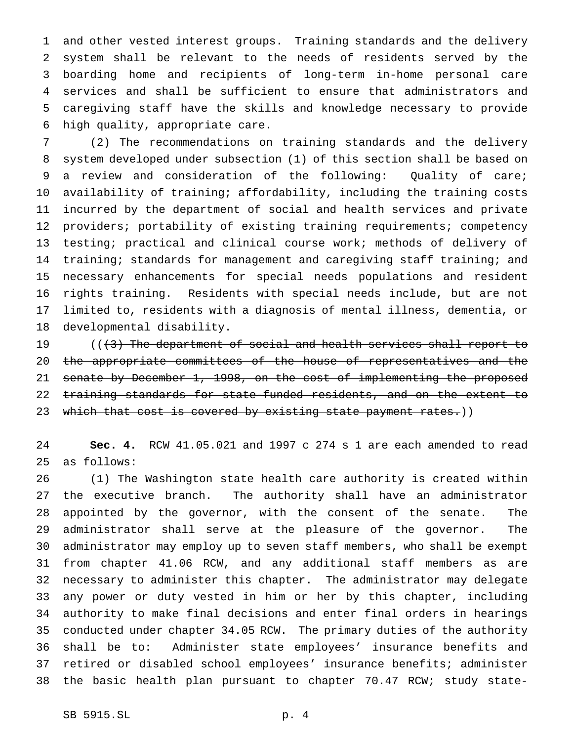and other vested interest groups. Training standards and the delivery system shall be relevant to the needs of residents served by the boarding home and recipients of long-term in-home personal care services and shall be sufficient to ensure that administrators and caregiving staff have the skills and knowledge necessary to provide high quality, appropriate care.

(2) The recommendations on training standards and the delivery system developed under subsection (1) of this section shall be based on a review and consideration of the following: Quality of care; availability of training; affordability, including the training costs incurred by the department of social and health services and private providers; portability of existing training requirements; competency testing; practical and clinical course work; methods of delivery of training; standards for management and caregiving staff training; and necessary enhancements for special needs populations and resident rights training. Residents with special needs include, but are not limited to, residents with a diagnosis of mental illness, dementia, or developmental disability.

((~~(3) The department of social and health services shall report to the appropriate committees of the house of representatives and the senate by December 1, 1998, on the cost of implementing the proposed training standards for state-funded residents, and on the extent to which that cost is covered by existing state payment rates.~~))

**Sec. 4.** RCW 41.05.021 and 1997 c 274 s 1 are each amended to read as follows:

(1) The Washington state health care authority is created within the executive branch. The authority shall have an administrator appointed by the governor, with the consent of the senate. The administrator shall serve at the pleasure of the governor. The administrator may employ up to seven staff members, who shall be exempt from chapter 41.06 RCW, and any additional staff members as are necessary to administer this chapter. The administrator may delegate any power or duty vested in him or her by this chapter, including authority to make final decisions and enter final orders in hearings conducted under chapter 34.05 RCW. The primary duties of the authority shall be to: Administer state employees' insurance benefits and retired or disabled school employees' insurance benefits; administer the basic health plan pursuant to chapter 70.47 RCW; study state-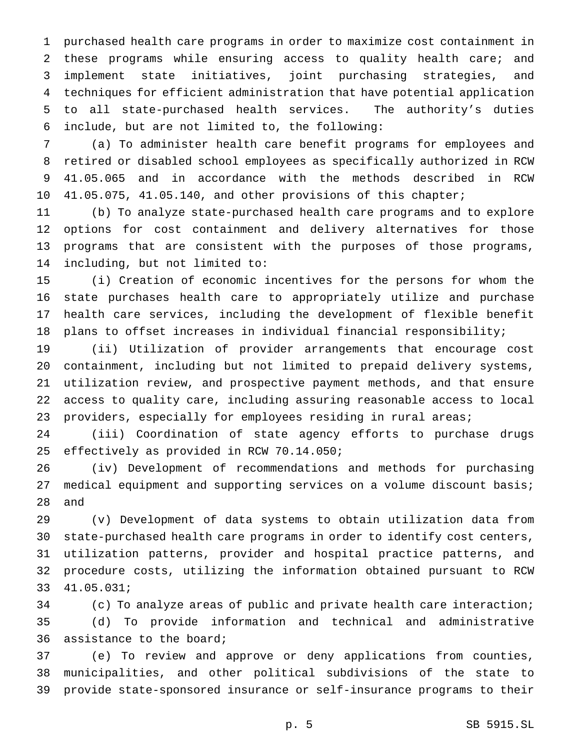purchased health care programs in order to maximize cost containment in these programs while ensuring access to quality health care; and implement state initiatives, joint purchasing strategies, and techniques for efficient administration that have potential application to all state-purchased health services. The authority's duties include, but are not limited to, the following:

(a) To administer health care benefit programs for employees and retired or disabled school employees as specifically authorized in RCW 41.05.065 and in accordance with the methods described in RCW 41.05.075, 41.05.140, and other provisions of this chapter;

(b) To analyze state-purchased health care programs and to explore options for cost containment and delivery alternatives for those programs that are consistent with the purposes of those programs, including, but not limited to:

(i) Creation of economic incentives for the persons for whom the state purchases health care to appropriately utilize and purchase health care services, including the development of flexible benefit plans to offset increases in individual financial responsibility;

(ii) Utilization of provider arrangements that encourage cost containment, including but not limited to prepaid delivery systems, utilization review, and prospective payment methods, and that ensure access to quality care, including assuring reasonable access to local providers, especially for employees residing in rural areas;

(iii) Coordination of state agency efforts to purchase drugs effectively as provided in RCW 70.14.050;

(iv) Development of recommendations and methods for purchasing medical equipment and supporting services on a volume discount basis; and

(v) Development of data systems to obtain utilization data from state-purchased health care programs in order to identify cost centers, utilization patterns, provider and hospital practice patterns, and procedure costs, utilizing the information obtained pursuant to RCW 41.05.031;

(c) To analyze areas of public and private health care interaction;

(d) To provide information and technical and administrative assistance to the board;

(e) To review and approve or deny applications from counties, municipalities, and other political subdivisions of the state to provide state-sponsored insurance or self-insurance programs to their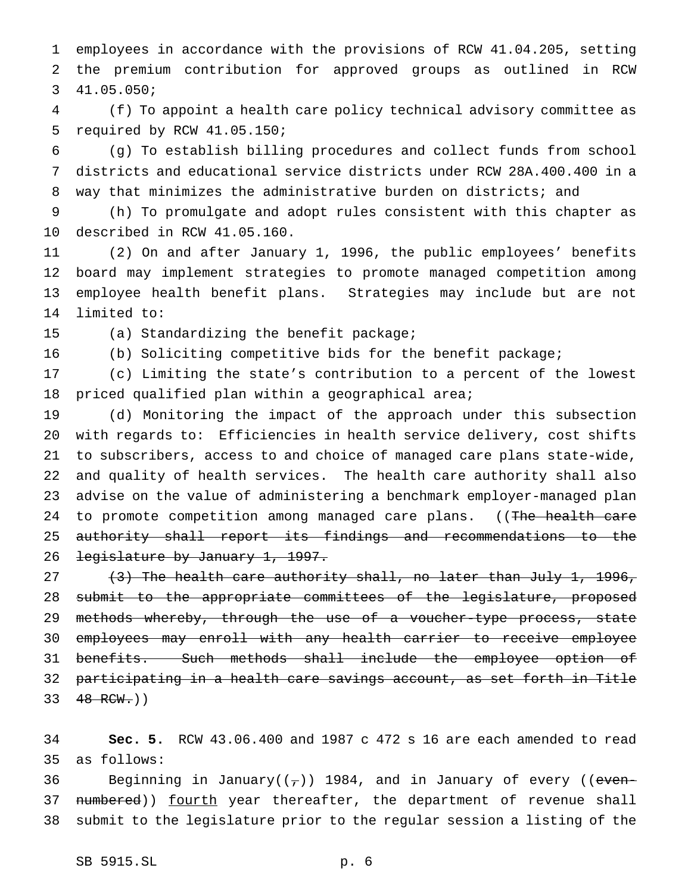employees in accordance with the provisions of RCW 41.04.205, setting the premium contribution for approved groups as outlined in RCW 41.05.050;

(f) To appoint a health care policy technical advisory committee as required by RCW 41.05.150;

(g) To establish billing procedures and collect funds from school districts and educational service districts under RCW 28A.400.400 in a way that minimizes the administrative burden on districts; and

(h) To promulgate and adopt rules consistent with this chapter as described in RCW 41.05.160.

(2) On and after January 1, 1996, the public employees' benefits board may implement strategies to promote managed competition among employee health benefit plans. Strategies may include but are not limited to:

(a) Standardizing the benefit package;

(b) Soliciting competitive bids for the benefit package;

(c) Limiting the state's contribution to a percent of the lowest priced qualified plan within a geographical area;

(d) Monitoring the impact of the approach under this subsection with regards to: Efficiencies in health service delivery, cost shifts to subscribers, access to and choice of managed care plans state-wide, and quality of health services. The health care authority shall also advise on the value of administering a benchmark employer-managed plan to promote competition among managed care plans. ((~~The health care authority shall report its findings and recommendations to the legislature by January 1, 1997.~~

~~(3) The health care authority shall, no later than July 1, 1996, submit to the appropriate committees of the legislature, proposed methods whereby, through the use of a voucher-type process, state employees may enroll with any health carrier to receive employee benefits. Such methods shall include the employee option of participating in a health care savings account, as set forth in Title 48 RCW.~~))

**Sec. 5.** RCW 43.06.400 and 1987 c 472 s 16 are each amended to read as follows:

Beginning in January((~~,~~)) 1984, and in January of every ((~~even-numbered~~)) <u>fourth</u> year thereafter, the department of revenue shall submit to the legislature prior to the regular session a listing of the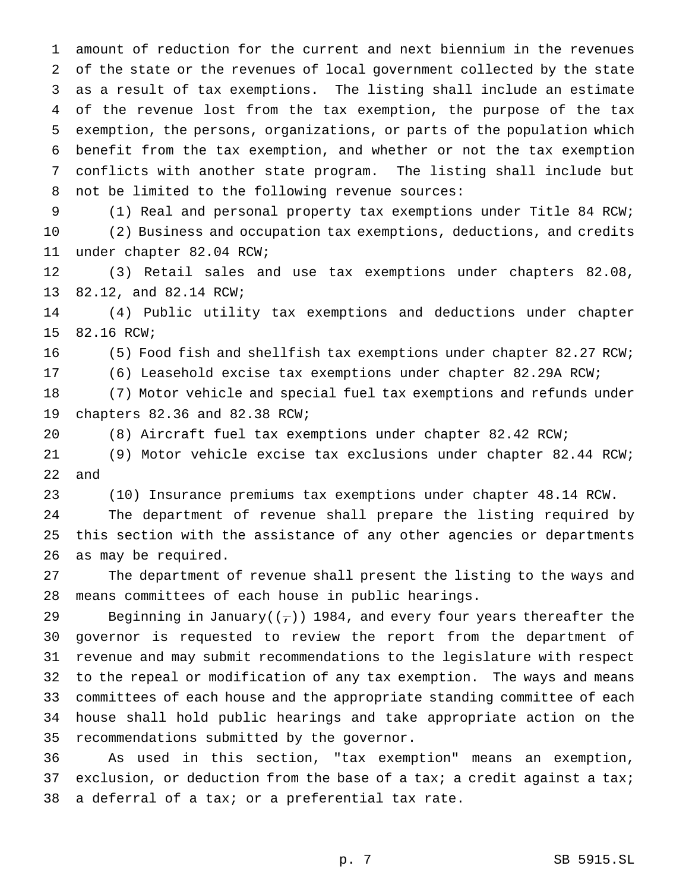amount of reduction for the current and next biennium in the revenues of the state or the revenues of local government collected by the state as a result of tax exemptions. The listing shall include an estimate of the revenue lost from the tax exemption, the purpose of the tax exemption, the persons, organizations, or parts of the population which benefit from the tax exemption, and whether or not the tax exemption conflicts with another state program. The listing shall include but not be limited to the following revenue sources:

(1) Real and personal property tax exemptions under Title 84 RCW;

(2) Business and occupation tax exemptions, deductions, and credits under chapter 82.04 RCW;

(3) Retail sales and use tax exemptions under chapters 82.08, 82.12, and 82.14 RCW;

(4) Public utility tax exemptions and deductions under chapter 82.16 RCW;

(5) Food fish and shellfish tax exemptions under chapter 82.27 RCW;

(6) Leasehold excise tax exemptions under chapter 82.29A RCW;

(7) Motor vehicle and special fuel tax exemptions and refunds under chapters 82.36 and 82.38 RCW;

(8) Aircraft fuel tax exemptions under chapter 82.42 RCW;

(9) Motor vehicle excise tax exclusions under chapter 82.44 RCW; and

(10) Insurance premiums tax exemptions under chapter 48.14 RCW.

The department of revenue shall prepare the listing required by this section with the assistance of any other agencies or departments as may be required.

The department of revenue shall present the listing to the ways and means committees of each house in public hearings.

Beginning in January((,)) 1984, and every four years thereafter the governor is requested to review the report from the department of revenue and may submit recommendations to the legislature with respect to the repeal or modification of any tax exemption. The ways and means committees of each house and the appropriate standing committee of each house shall hold public hearings and take appropriate action on the recommendations submitted by the governor.

As used in this section, "tax exemption" means an exemption, exclusion, or deduction from the base of a tax; a credit against a tax; a deferral of a tax; or a preferential tax rate.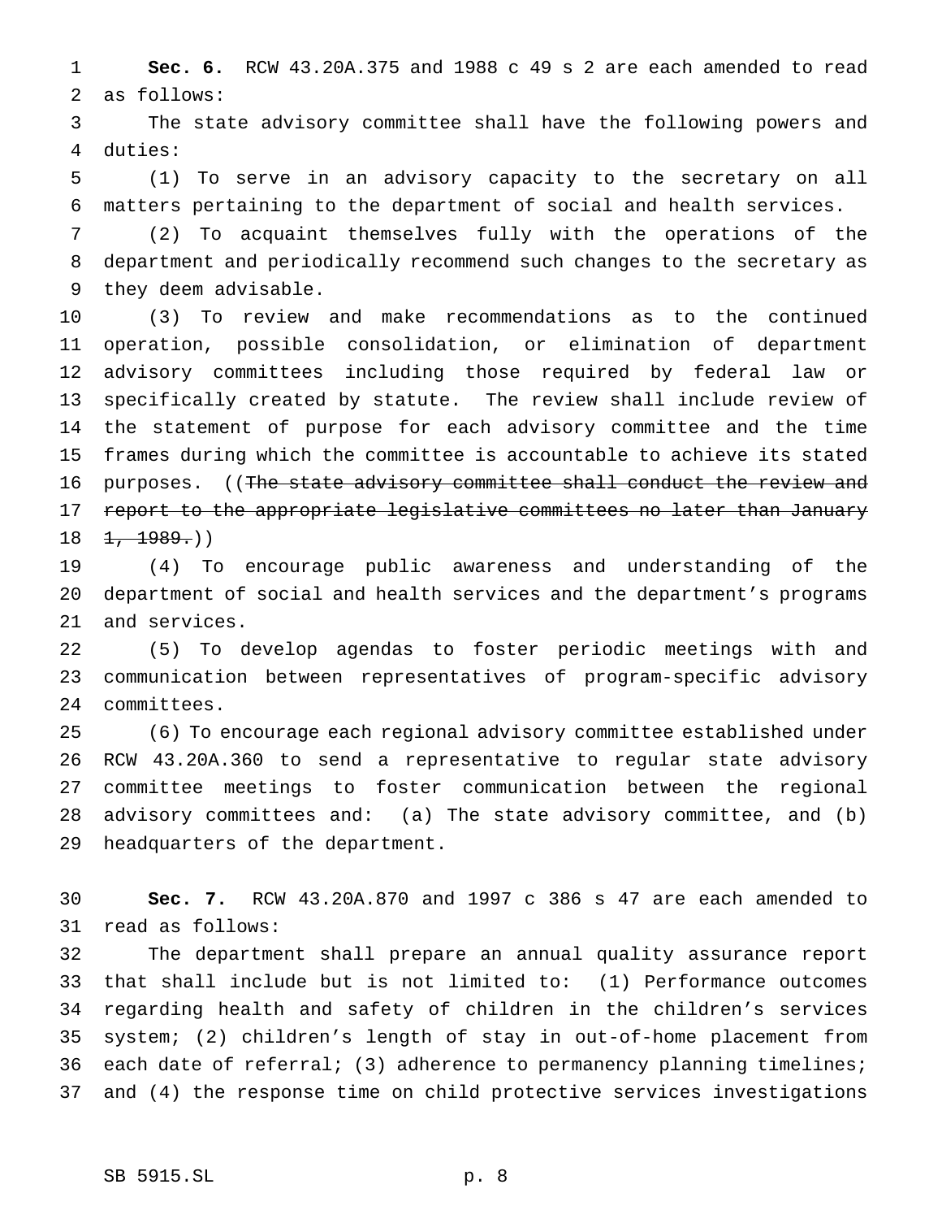**Sec. 6.** RCW 43.20A.375 and 1988 c 49 s 2 are each amended to read as follows:

The state advisory committee shall have the following powers and duties:

(1) To serve in an advisory capacity to the secretary on all matters pertaining to the department of social and health services.

(2) To acquaint themselves fully with the operations of the department and periodically recommend such changes to the secretary as they deem advisable.

(3) To review and make recommendations as to the continued operation, possible consolidation, or elimination of department advisory committees including those required by federal law or specifically created by statute. The review shall include review of the statement of purpose for each advisory committee and the time frames during which the committee is accountable to achieve its stated purposes. ((~~The state advisory committee shall conduct the review and report to the appropriate legislative committees no later than January 1, 1989.~~))

(4) To encourage public awareness and understanding of the department of social and health services and the department's programs and services.

(5) To develop agendas to foster periodic meetings with and communication between representatives of program-specific advisory committees.

(6) To encourage each regional advisory committee established under RCW 43.20A.360 to send a representative to regular state advisory committee meetings to foster communication between the regional advisory committees and: (a) The state advisory committee, and (b) headquarters of the department.

**Sec. 7.** RCW 43.20A.870 and 1997 c 386 s 47 are each amended to read as follows:

The department shall prepare an annual quality assurance report that shall include but is not limited to: (1) Performance outcomes regarding health and safety of children in the children's services system; (2) children's length of stay in out-of-home placement from each date of referral; (3) adherence to permanency planning timelines; and (4) the response time on child protective services investigations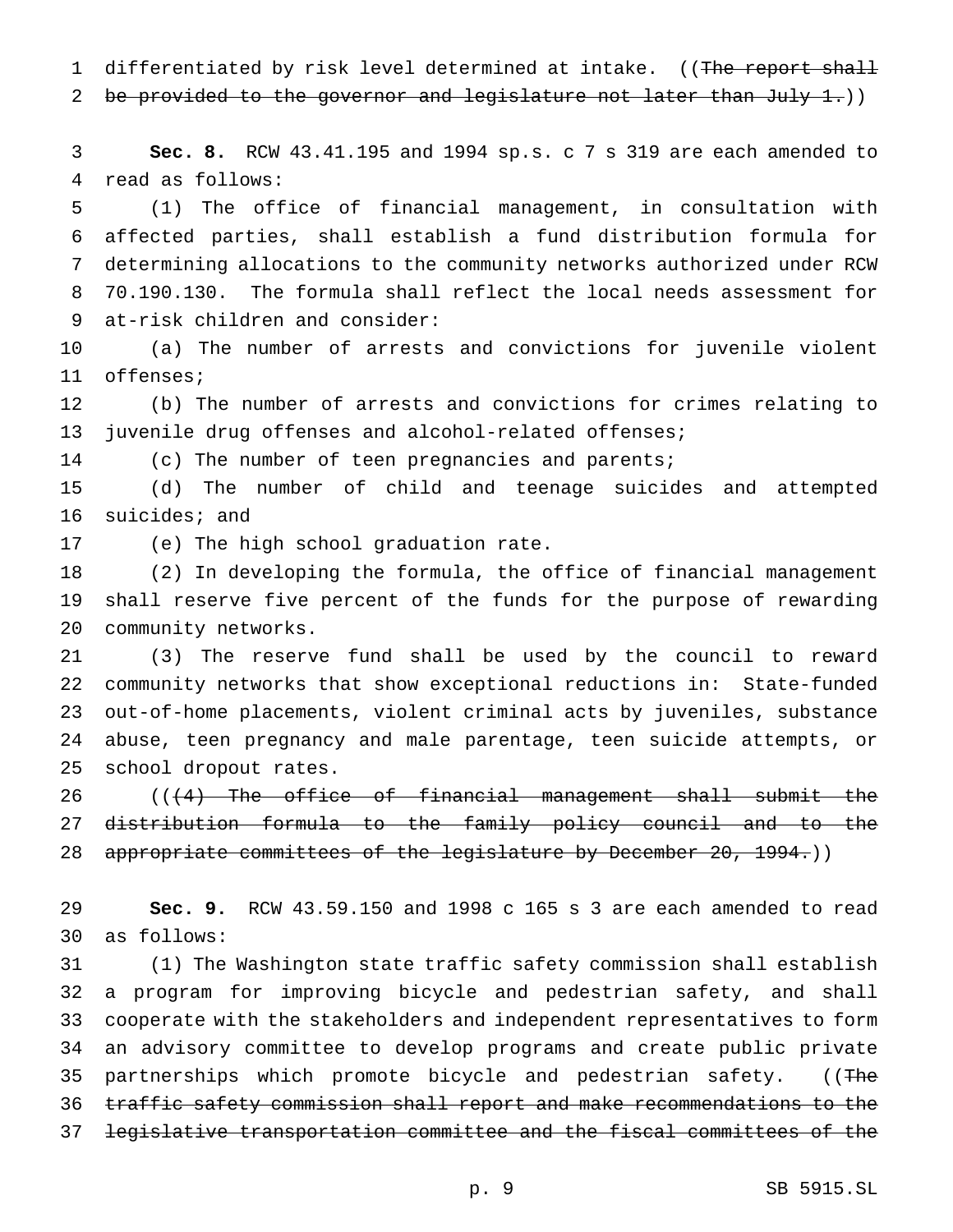differentiated by risk level determined at intake. ((~~The report shall be provided to the governor and legislature not later than July 1.~~))

**Sec. 8.** RCW 43.41.195 and 1994 sp.s. c 7 s 319 are each amended to read as follows:

(1) The office of financial management, in consultation with affected parties, shall establish a fund distribution formula for determining allocations to the community networks authorized under RCW 70.190.130. The formula shall reflect the local needs assessment for at-risk children and consider:

(a) The number of arrests and convictions for juvenile violent offenses;

(b) The number of arrests and convictions for crimes relating to juvenile drug offenses and alcohol-related offenses;

(c) The number of teen pregnancies and parents;

(d) The number of child and teenage suicides and attempted suicides; and

(e) The high school graduation rate.

(2) In developing the formula, the office of financial management shall reserve five percent of the funds for the purpose of rewarding community networks.

(3) The reserve fund shall be used by the council to reward community networks that show exceptional reductions in: State-funded out-of-home placements, violent criminal acts by juveniles, substance abuse, teen pregnancy and male parentage, teen suicide attempts, or school dropout rates.

((~~(4) The office of financial management shall submit the distribution formula to the family policy council and to the appropriate committees of the legislature by December 20, 1994.~~))

**Sec. 9.** RCW 43.59.150 and 1998 c 165 s 3 are each amended to read as follows:

(1) The Washington state traffic safety commission shall establish a program for improving bicycle and pedestrian safety, and shall cooperate with the stakeholders and independent representatives to form an advisory committee to develop programs and create public private partnerships which promote bicycle and pedestrian safety. ((~~The traffic safety commission shall report and make recommendations to the legislative transportation committee and the fiscal committees of the~~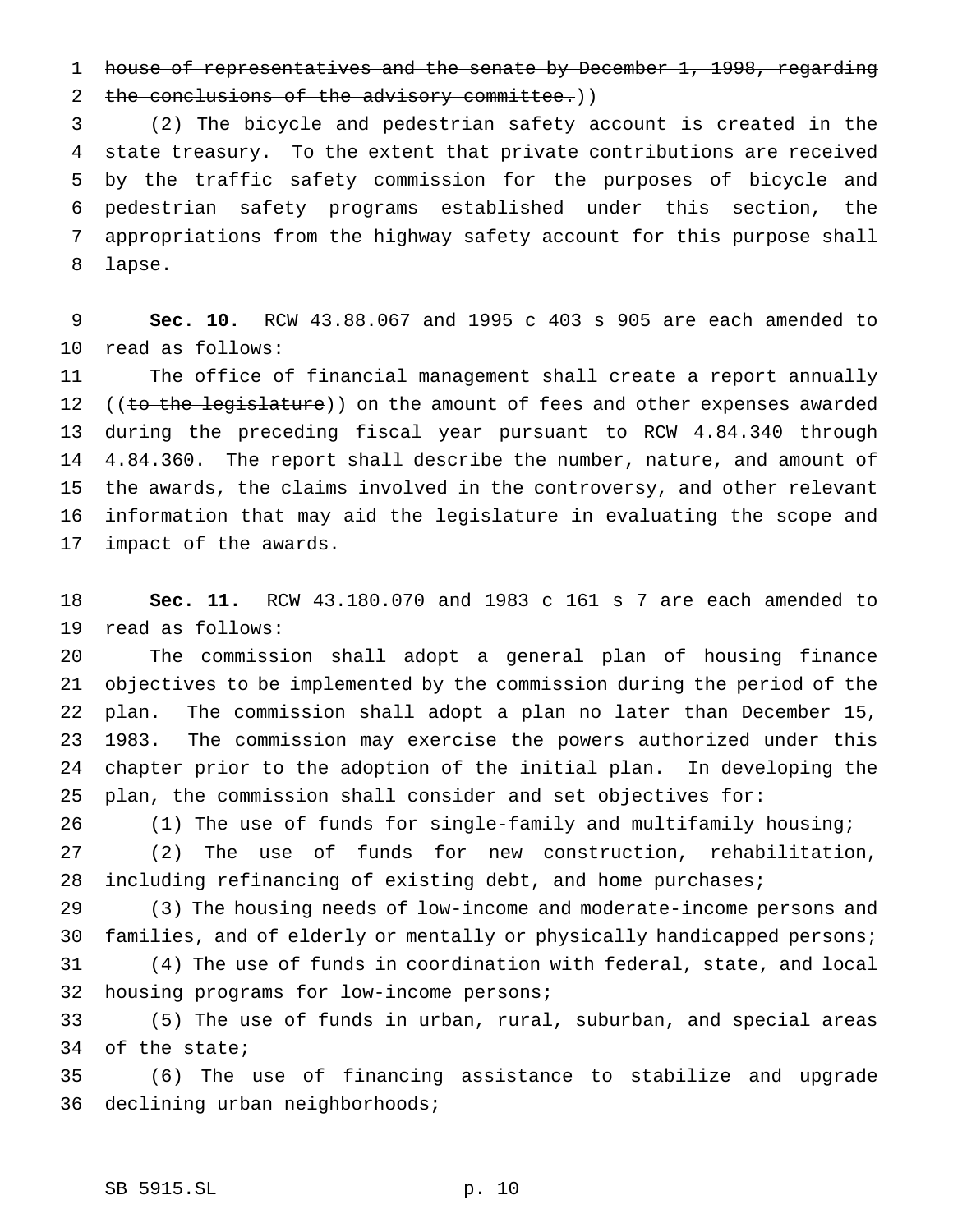~~house of representatives and the senate by December 1, 1998, regarding the conclusions of the advisory committee.~~))

(2) The bicycle and pedestrian safety account is created in the state treasury. To the extent that private contributions are received by the traffic safety commission for the purposes of bicycle and pedestrian safety programs established under this section, the appropriations from the highway safety account for this purpose shall lapse.

**Sec. 10.** RCW 43.88.067 and 1995 c 403 s 905 are each amended to read as follows:

The office of financial management shall <u>create a</u> report annually ((~~to the legislature~~)) on the amount of fees and other expenses awarded during the preceding fiscal year pursuant to RCW 4.84.340 through 4.84.360. The report shall describe the number, nature, and amount of the awards, the claims involved in the controversy, and other relevant information that may aid the legislature in evaluating the scope and impact of the awards.

**Sec. 11.** RCW 43.180.070 and 1983 c 161 s 7 are each amended to read as follows:

The commission shall adopt a general plan of housing finance objectives to be implemented by the commission during the period of the plan. The commission shall adopt a plan no later than December 15, 1983. The commission may exercise the powers authorized under this chapter prior to the adoption of the initial plan. In developing the plan, the commission shall consider and set objectives for:

(1) The use of funds for single-family and multifamily housing;

(2) The use of funds for new construction, rehabilitation, including refinancing of existing debt, and home purchases;

(3) The housing needs of low-income and moderate-income persons and families, and of elderly or mentally or physically handicapped persons;

(4) The use of funds in coordination with federal, state, and local housing programs for low-income persons;

(5) The use of funds in urban, rural, suburban, and special areas of the state;

(6) The use of financing assistance to stabilize and upgrade declining urban neighborhoods;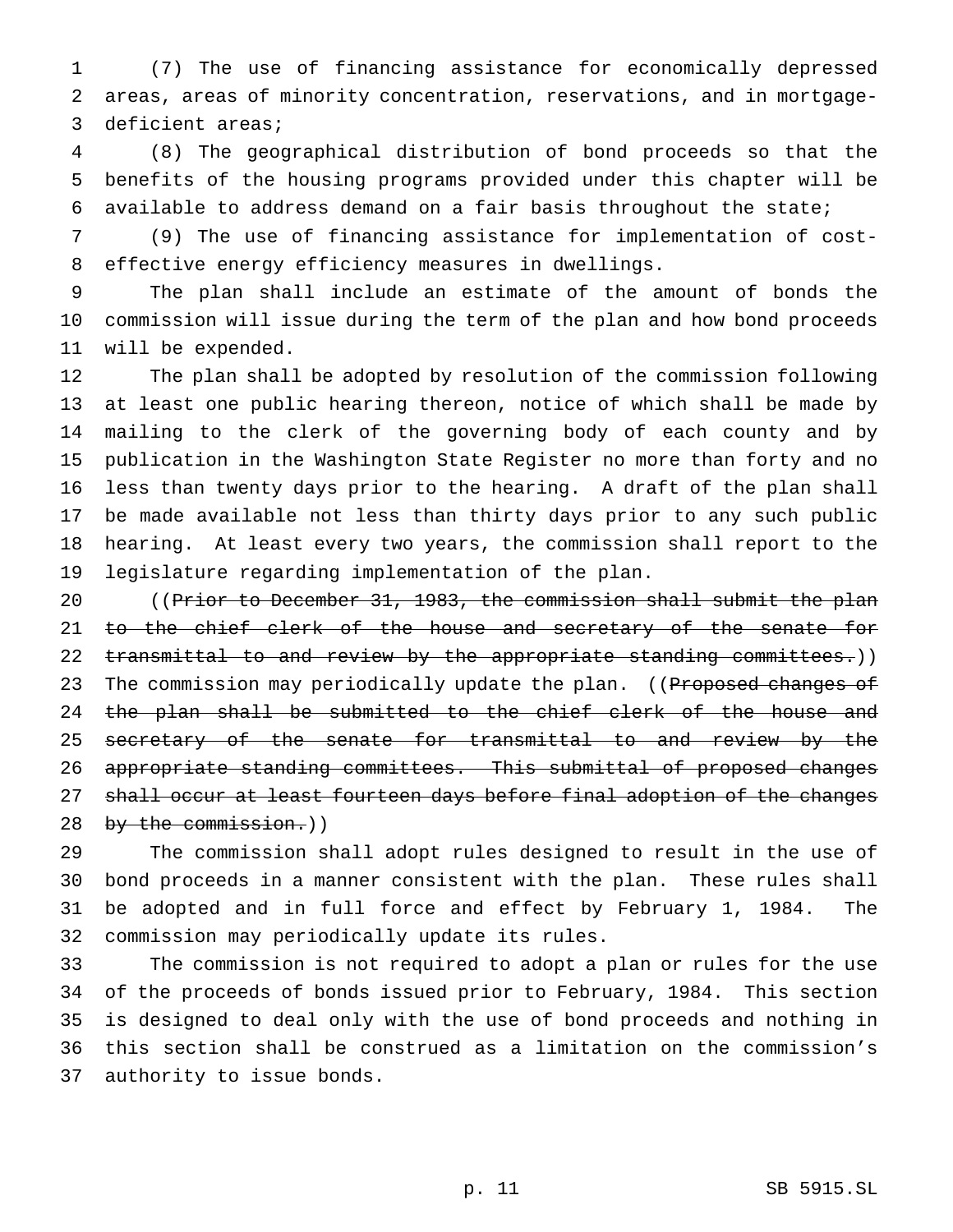(7) The use of financing assistance for economically depressed areas, areas of minority concentration, reservations, and in mortgage-deficient areas;

(8) The geographical distribution of bond proceeds so that the benefits of the housing programs provided under this chapter will be available to address demand on a fair basis throughout the state;

(9) The use of financing assistance for implementation of cost-effective energy efficiency measures in dwellings.

The plan shall include an estimate of the amount of bonds the commission will issue during the term of the plan and how bond proceeds will be expended.

The plan shall be adopted by resolution of the commission following at least one public hearing thereon, notice of which shall be made by mailing to the clerk of the governing body of each county and by publication in the Washington State Register no more than forty and no less than twenty days prior to the hearing. A draft of the plan shall be made available not less than thirty days prior to any such public hearing. At least every two years, the commission shall report to the legislature regarding implementation of the plan.

((~~Prior to December 31, 1983, the commission shall submit the plan to the chief clerk of the house and secretary of the senate for transmittal to and review by the appropriate standing committees.~~)) The commission may periodically update the plan. ((~~Proposed changes of the plan shall be submitted to the chief clerk of the house and secretary of the senate for transmittal to and review by the appropriate standing committees. This submittal of proposed changes shall occur at least fourteen days before final adoption of the changes by the commission.~~))

The commission shall adopt rules designed to result in the use of bond proceeds in a manner consistent with the plan. These rules shall be adopted and in full force and effect by February 1, 1984. The commission may periodically update its rules.

The commission is not required to adopt a plan or rules for the use of the proceeds of bonds issued prior to February, 1984. This section is designed to deal only with the use of bond proceeds and nothing in this section shall be construed as a limitation on the commission's authority to issue bonds.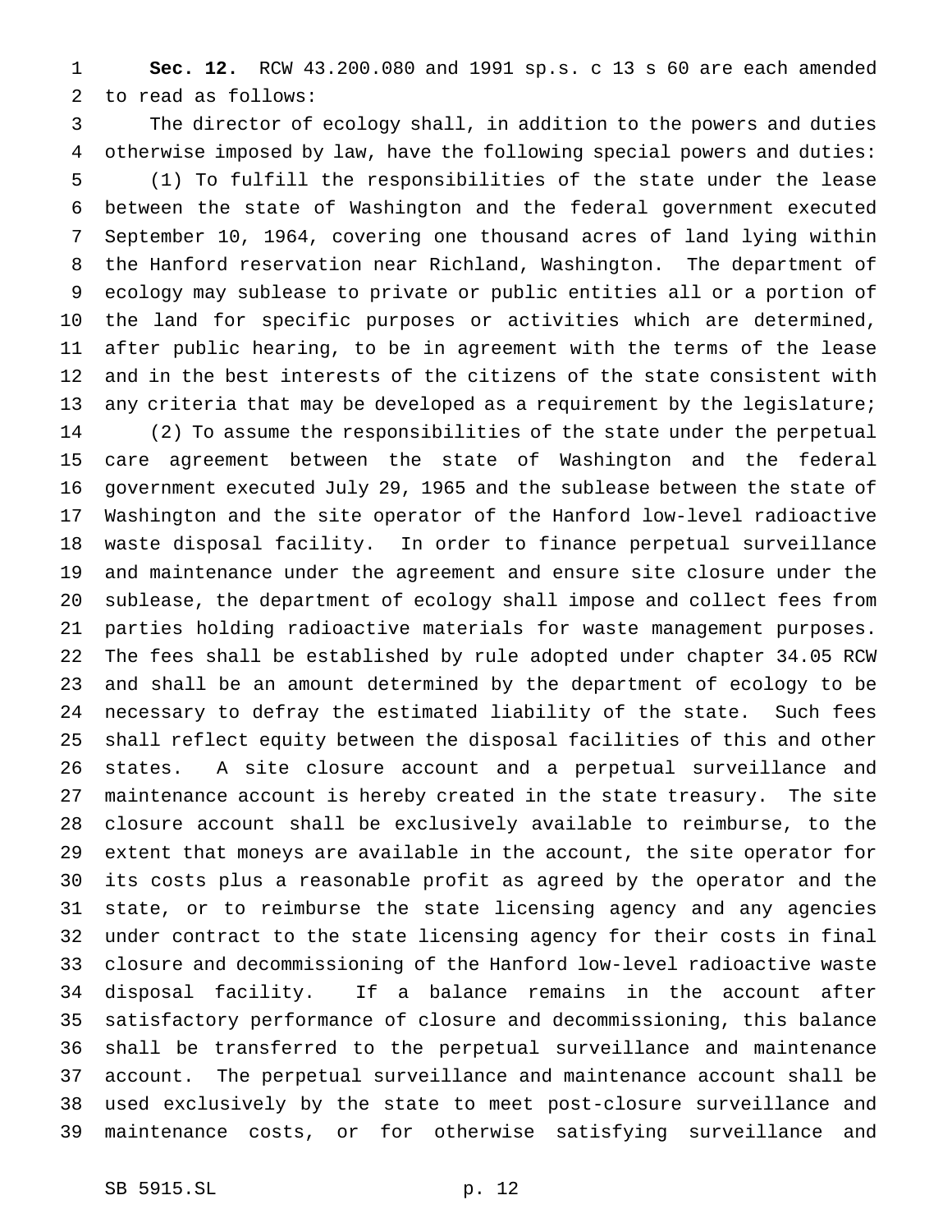**Sec. 12.** RCW 43.200.080 and 1991 sp.s. c 13 s 60 are each amended to read as follows:

The director of ecology shall, in addition to the powers and duties otherwise imposed by law, have the following special powers and duties:

(1) To fulfill the responsibilities of the state under the lease between the state of Washington and the federal government executed September 10, 1964, covering one thousand acres of land lying within the Hanford reservation near Richland, Washington. The department of ecology may sublease to private or public entities all or a portion of the land for specific purposes or activities which are determined, after public hearing, to be in agreement with the terms of the lease and in the best interests of the citizens of the state consistent with any criteria that may be developed as a requirement by the legislature;

(2) To assume the responsibilities of the state under the perpetual care agreement between the state of Washington and the federal government executed July 29, 1965 and the sublease between the state of Washington and the site operator of the Hanford low-level radioactive waste disposal facility. In order to finance perpetual surveillance and maintenance under the agreement and ensure site closure under the sublease, the department of ecology shall impose and collect fees from parties holding radioactive materials for waste management purposes. The fees shall be established by rule adopted under chapter 34.05 RCW and shall be an amount determined by the department of ecology to be necessary to defray the estimated liability of the state. Such fees shall reflect equity between the disposal facilities of this and other states. A site closure account and a perpetual surveillance and maintenance account is hereby created in the state treasury. The site closure account shall be exclusively available to reimburse, to the extent that moneys are available in the account, the site operator for its costs plus a reasonable profit as agreed by the operator and the state, or to reimburse the state licensing agency and any agencies under contract to the state licensing agency for their costs in final closure and decommissioning of the Hanford low-level radioactive waste disposal facility. If a balance remains in the account after satisfactory performance of closure and decommissioning, this balance shall be transferred to the perpetual surveillance and maintenance account. The perpetual surveillance and maintenance account shall be used exclusively by the state to meet post-closure surveillance and maintenance costs, or for otherwise satisfying surveillance and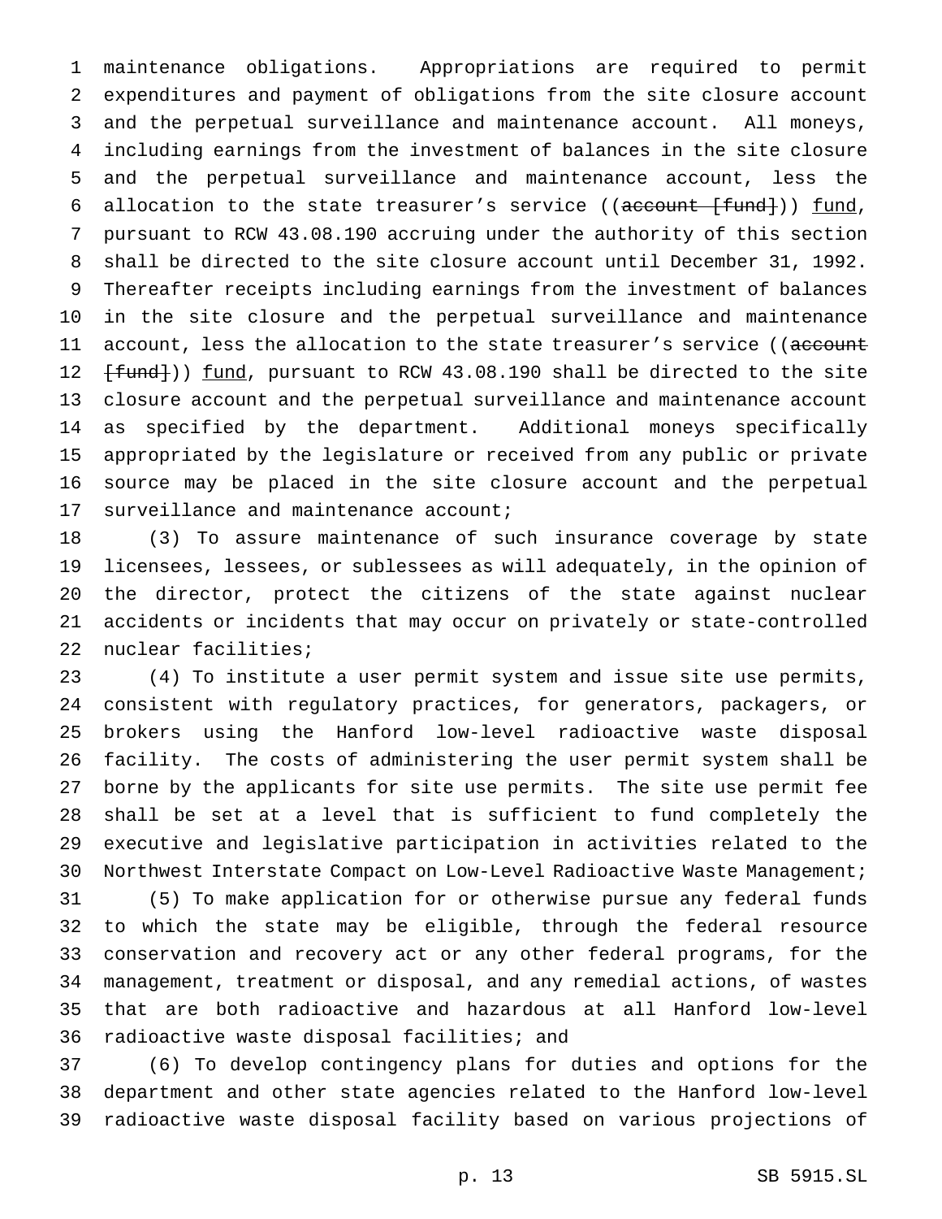maintenance obligations. Appropriations are required to permit expenditures and payment of obligations from the site closure account and the perpetual surveillance and maintenance account. All moneys, including earnings from the investment of balances in the site closure and the perpetual surveillance and maintenance account, less the allocation to the state treasurer's service ((~~account [fund]~~)) fund, pursuant to RCW 43.08.190 accruing under the authority of this section shall be directed to the site closure account until December 31, 1992. Thereafter receipts including earnings from the investment of balances in the site closure and the perpetual surveillance and maintenance account, less the allocation to the state treasurer's service ((~~account [fund]~~)) fund, pursuant to RCW 43.08.190 shall be directed to the site closure account and the perpetual surveillance and maintenance account as specified by the department. Additional moneys specifically appropriated by the legislature or received from any public or private source may be placed in the site closure account and the perpetual surveillance and maintenance account;

(3) To assure maintenance of such insurance coverage by state licensees, lessees, or sublessees as will adequately, in the opinion of the director, protect the citizens of the state against nuclear accidents or incidents that may occur on privately or state-controlled nuclear facilities;

(4) To institute a user permit system and issue site use permits, consistent with regulatory practices, for generators, packagers, or brokers using the Hanford low-level radioactive waste disposal facility. The costs of administering the user permit system shall be borne by the applicants for site use permits. The site use permit fee shall be set at a level that is sufficient to fund completely the executive and legislative participation in activities related to the Northwest Interstate Compact on Low-Level Radioactive Waste Management;

(5) To make application for or otherwise pursue any federal funds to which the state may be eligible, through the federal resource conservation and recovery act or any other federal programs, for the management, treatment or disposal, and any remedial actions, of wastes that are both radioactive and hazardous at all Hanford low-level radioactive waste disposal facilities; and

(6) To develop contingency plans for duties and options for the department and other state agencies related to the Hanford low-level radioactive waste disposal facility based on various projections of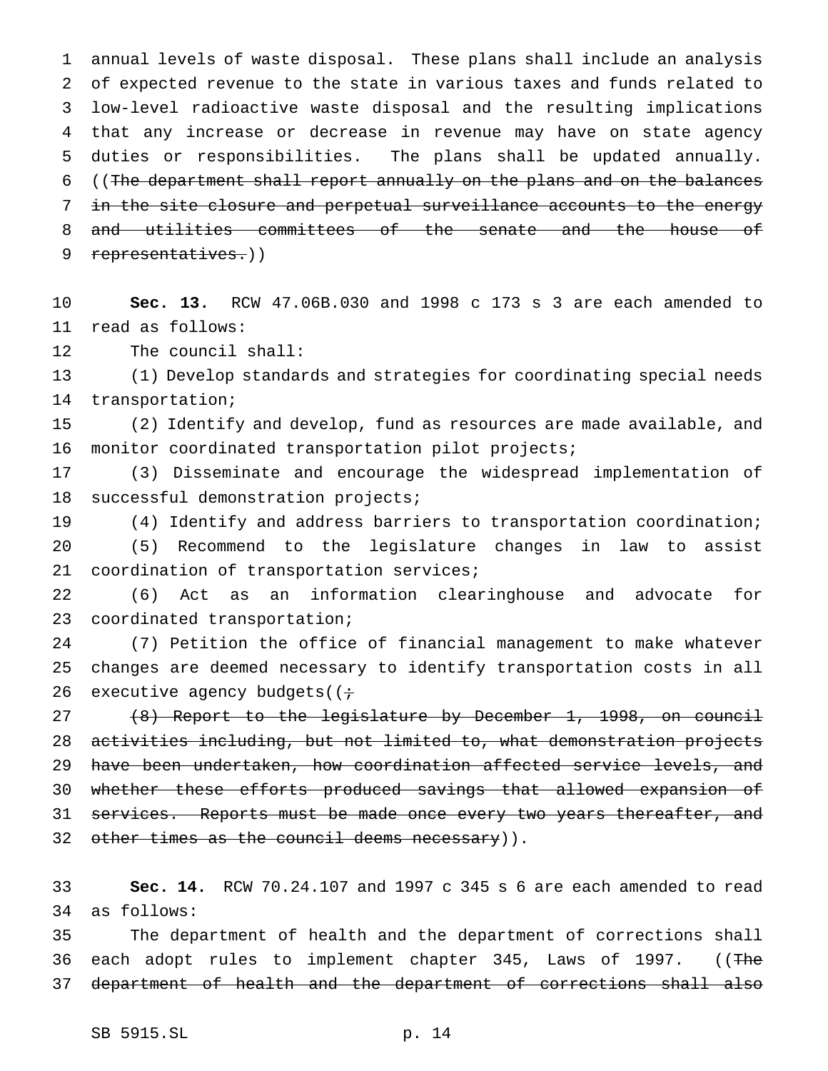annual levels of waste disposal. These plans shall include an analysis of expected revenue to the state in various taxes and funds related to low-level radioactive waste disposal and the resulting implications that any increase or decrease in revenue may have on state agency duties or responsibilities. The plans shall be updated annually. ((~~The department shall report annually on the plans and on the balances in the site closure and perpetual surveillance accounts to the energy and utilities committees of the senate and the house of representatives.~~))

**Sec. 13.** RCW 47.06B.030 and 1998 c 173 s 3 are each amended to read as follows:

The council shall:

(1) Develop standards and strategies for coordinating special needs transportation;

(2) Identify and develop, fund as resources are made available, and monitor coordinated transportation pilot projects;

(3) Disseminate and encourage the widespread implementation of successful demonstration projects;

(4) Identify and address barriers to transportation coordination;

(5) Recommend to the legislature changes in law to assist coordination of transportation services;

(6) Act as an information clearinghouse and advocate for coordinated transportation;

(7) Petition the office of financial management to make whatever changes are deemed necessary to identify transportation costs in all executive agency budgets((~~;~~

~~(8) Report to the legislature by December 1, 1998, on council activities including, but not limited to, what demonstration projects have been undertaken, how coordination affected service levels, and whether these efforts produced savings that allowed expansion of services. Reports must be made once every two years thereafter, and other times as the council deems necessary~~)).

**Sec. 14.** RCW 70.24.107 and 1997 c 345 s 6 are each amended to read as follows:

The department of health and the department of corrections shall each adopt rules to implement chapter 345, Laws of 1997. ((~~The department of health and the department of corrections shall also~~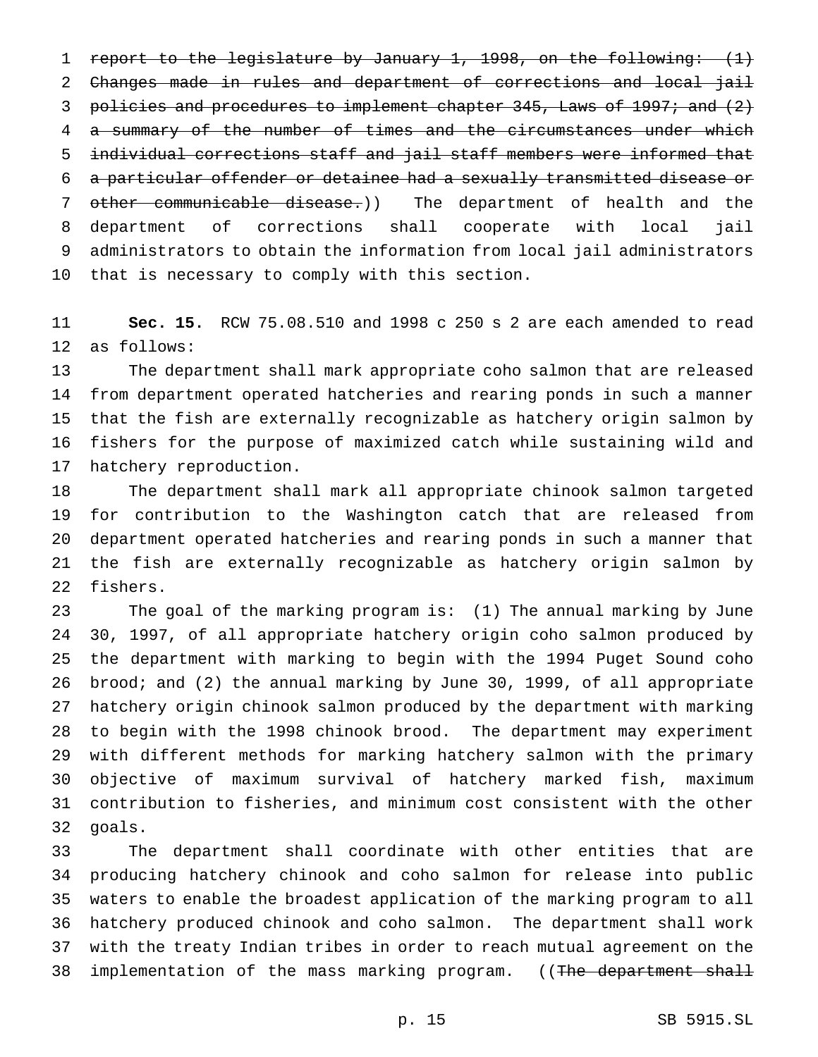~~report to the legislature by January 1, 1998, on the following: (1) Changes made in rules and department of corrections and local jail policies and procedures to implement chapter 345, Laws of 1997; and (2) a summary of the number of times and the circumstances under which individual corrections staff and jail staff members were informed that a particular offender or detainee had a sexually transmitted disease or other communicable disease.~~)) The department of health and the department of corrections shall cooperate with local jail administrators to obtain the information from local jail administrators that is necessary to comply with this section.

**Sec. 15.** RCW 75.08.510 and 1998 c 250 s 2 are each amended to read as follows:

The department shall mark appropriate coho salmon that are released from department operated hatcheries and rearing ponds in such a manner that the fish are externally recognizable as hatchery origin salmon by fishers for the purpose of maximized catch while sustaining wild and hatchery reproduction.

The department shall mark all appropriate chinook salmon targeted for contribution to the Washington catch that are released from department operated hatcheries and rearing ponds in such a manner that the fish are externally recognizable as hatchery origin salmon by fishers.

The goal of the marking program is: (1) The annual marking by June 30, 1997, of all appropriate hatchery origin coho salmon produced by the department with marking to begin with the 1994 Puget Sound coho brood; and (2) the annual marking by June 30, 1999, of all appropriate hatchery origin chinook salmon produced by the department with marking to begin with the 1998 chinook brood. The department may experiment with different methods for marking hatchery salmon with the primary objective of maximum survival of hatchery marked fish, maximum contribution to fisheries, and minimum cost consistent with the other goals.

The department shall coordinate with other entities that are producing hatchery chinook and coho salmon for release into public waters to enable the broadest application of the marking program to all hatchery produced chinook and coho salmon. The department shall work with the treaty Indian tribes in order to reach mutual agreement on the implementation of the mass marking program. ((~~The department shall~~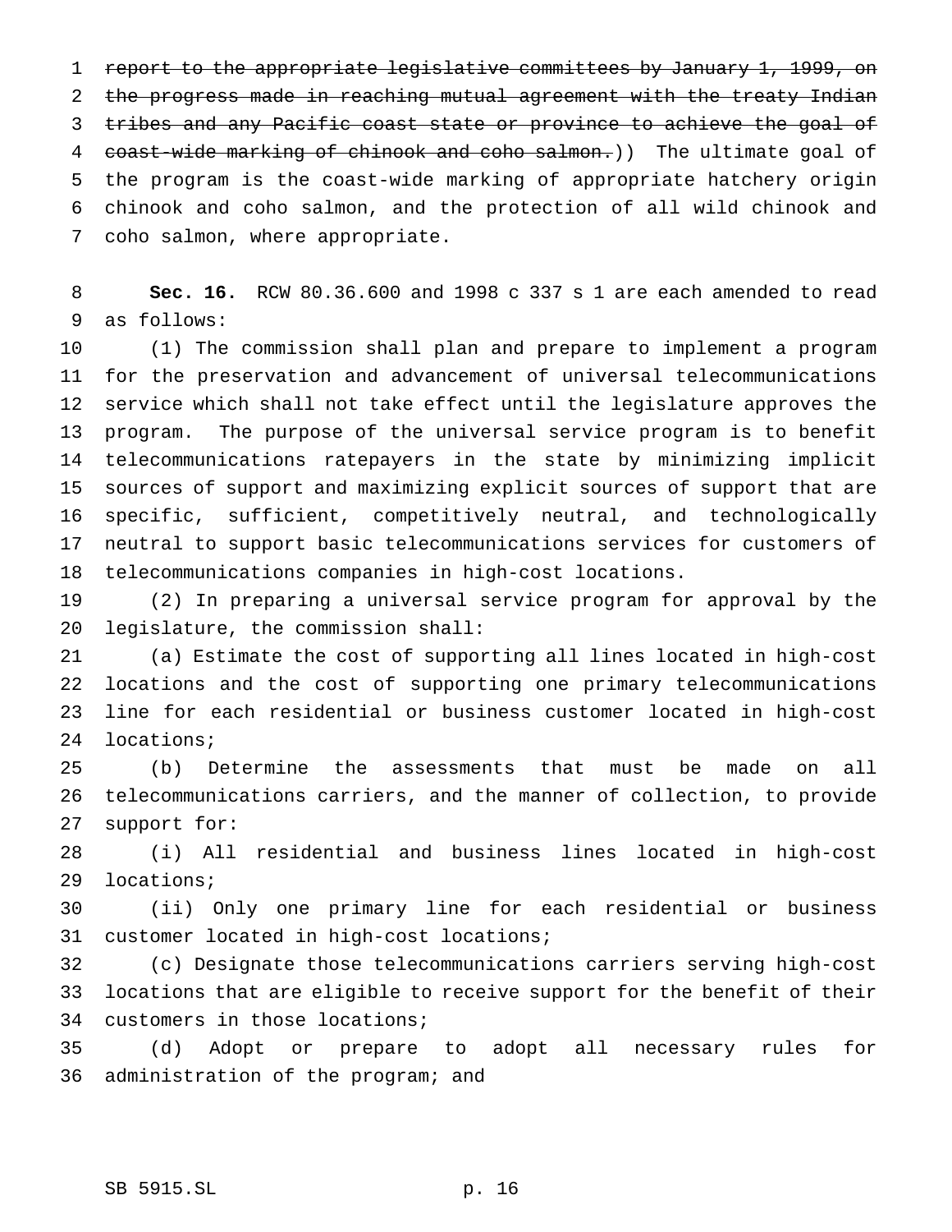~~report to the appropriate legislative committees by January 1, 1999, on the progress made in reaching mutual agreement with the treaty Indian tribes and any Pacific coast state or province to achieve the goal of coast-wide marking of chinook and coho salmon.~~)) The ultimate goal of the program is the coast-wide marking of appropriate hatchery origin chinook and coho salmon, and the protection of all wild chinook and coho salmon, where appropriate.

**Sec. 16.** RCW 80.36.600 and 1998 c 337 s 1 are each amended to read as follows:

(1) The commission shall plan and prepare to implement a program for the preservation and advancement of universal telecommunications service which shall not take effect until the legislature approves the program. The purpose of the universal service program is to benefit telecommunications ratepayers in the state by minimizing implicit sources of support and maximizing explicit sources of support that are specific, sufficient, competitively neutral, and technologically neutral to support basic telecommunications services for customers of telecommunications companies in high-cost locations.

(2) In preparing a universal service program for approval by the legislature, the commission shall:

(a) Estimate the cost of supporting all lines located in high-cost locations and the cost of supporting one primary telecommunications line for each residential or business customer located in high-cost locations;

(b) Determine the assessments that must be made on all telecommunications carriers, and the manner of collection, to provide support for:

(i) All residential and business lines located in high-cost locations;

(ii) Only one primary line for each residential or business customer located in high-cost locations;

(c) Designate those telecommunications carriers serving high-cost locations that are eligible to receive support for the benefit of their customers in those locations;

(d) Adopt or prepare to adopt all necessary rules for administration of the program; and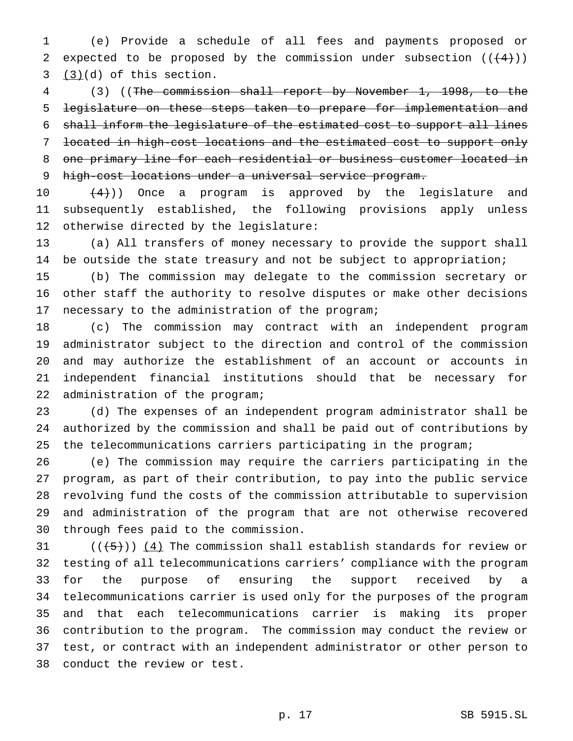(e) Provide a schedule of all fees and payments proposed or expected to be proposed by the commission under subsection ((~~(4)~~)) (3)(d) of this section.

(3) ((~~The commission shall report by November 1, 1998, to the legislature on these steps taken to prepare for implementation and shall inform the legislature of the estimated cost to support all lines located in high-cost locations and the estimated cost to support only one primary line for each residential or business customer located in high-cost locations under a universal service program.~~

~~(4)~~)) Once a program is approved by the legislature and subsequently established, the following provisions apply unless otherwise directed by the legislature:

(a) All transfers of money necessary to provide the support shall be outside the state treasury and not be subject to appropriation;

(b) The commission may delegate to the commission secretary or other staff the authority to resolve disputes or make other decisions necessary to the administration of the program;

(c) The commission may contract with an independent program administrator subject to the direction and control of the commission and may authorize the establishment of an account or accounts in independent financial institutions should that be necessary for administration of the program;

(d) The expenses of an independent program administrator shall be authorized by the commission and shall be paid out of contributions by the telecommunications carriers participating in the program;

(e) The commission may require the carriers participating in the program, as part of their contribution, to pay into the public service revolving fund the costs of the commission attributable to supervision and administration of the program that are not otherwise recovered through fees paid to the commission.

((~~(5)~~)) (4) The commission shall establish standards for review or testing of all telecommunications carriers' compliance with the program for the purpose of ensuring the support received by a telecommunications carrier is used only for the purposes of the program and that each telecommunications carrier is making its proper contribution to the program. The commission may conduct the review or test, or contract with an independent administrator or other person to conduct the review or test.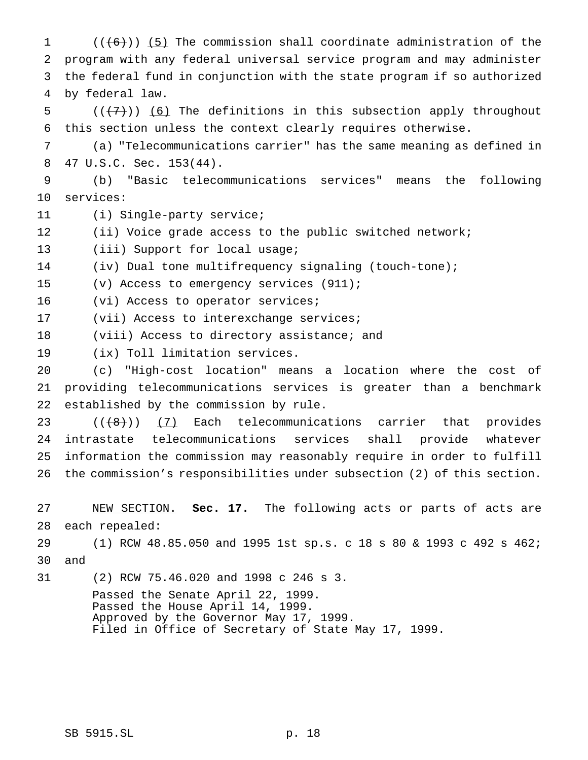((~~(6)~~)) (5) The commission shall coordinate administration of the program with any federal universal service program and may administer the federal fund in conjunction with the state program if so authorized by federal law.

((~~(7)~~)) (6) The definitions in this subsection apply throughout this section unless the context clearly requires otherwise.

(a) "Telecommunications carrier" has the same meaning as defined in 47 U.S.C. Sec. 153(44).

(b) "Basic telecommunications services" means the following services:

(i) Single-party service;

(ii) Voice grade access to the public switched network;

(iii) Support for local usage;

(iv) Dual tone multifrequency signaling (touch-tone);

(v) Access to emergency services (911);

(vi) Access to operator services;

(vii) Access to interexchange services;

(viii) Access to directory assistance; and

(ix) Toll limitation services.

(c) "High-cost location" means a location where the cost of providing telecommunications services is greater than a benchmark established by the commission by rule.

((~~(8)~~)) (7) Each telecommunications carrier that provides intrastate telecommunications services shall provide whatever information the commission may reasonably require in order to fulfill the commission's responsibilities under subsection (2) of this section.

NEW SECTION. **Sec. 17.** The following acts or parts of acts are each repealed:

(1) RCW 48.85.050 and 1995 1st sp.s. c 18 s 80 & 1993 c 492 s 462; and

(2) RCW 75.46.020 and 1998 c 246 s 3.

Passed the Senate April 22, 1999.
Passed the House April 14, 1999.
Approved by the Governor May 17, 1999.
Filed in Office of Secretary of State May 17, 1999.